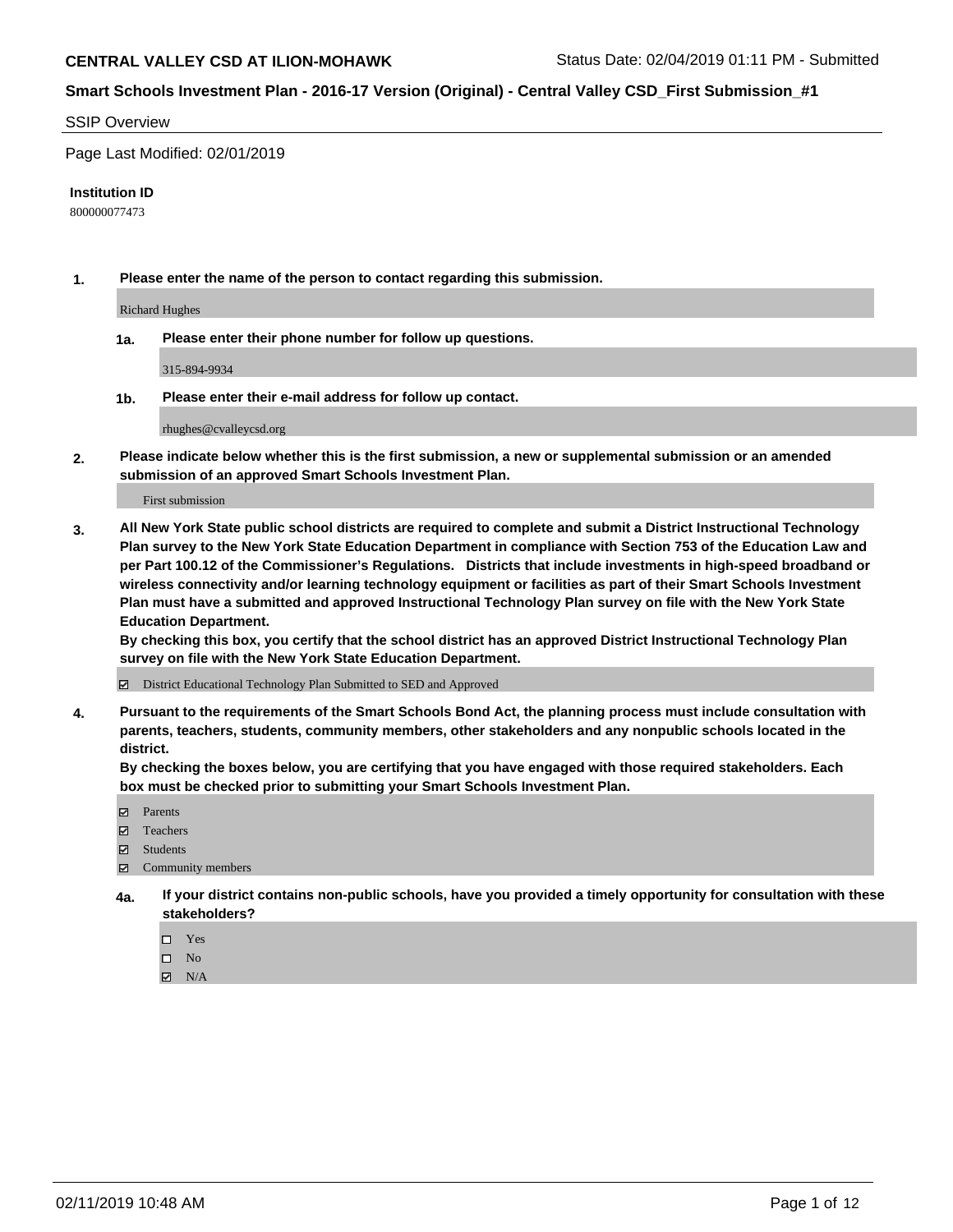**CENTRAL VALLEY CSD AT ILION-MOHAWK** Status Date: 02/04/2019 01:11 PM - Submitted

**Smart Schools Investment Plan - 2016-17 Version (Original) - Central Valley CSD_First Submission_#1**

SSIP Overview

Page Last Modified: 02/01/2019

**Institution ID**

800000077473

**1. Please enter the name of the person to contact regarding this submission.**

Richard Hughes

**1a. Please enter their phone number for follow up questions.**

315-894-9934

**1b. Please enter their e-mail address for follow up contact.**

rhughes@cvalleycsd.org

**2. Please indicate below whether this is the first submission, a new or supplemental submission or an amended submission of an approved Smart Schools Investment Plan.**

First submission

**3. All New York State public school districts are required to complete and submit a District Instructional Technology Plan survey to the New York State Education Department in compliance with Section 753 of the Education Law and per Part 100.12 of the Commissioner's Regulations. Districts that include investments in high-speed broadband or wireless connectivity and/or learning technology equipment or facilities as part of their Smart Schools Investment Plan must have a submitted and approved Instructional Technology Plan survey on file with the New York State Education Department.**
**By checking this box, you certify that the school district has an approved District Instructional Technology Plan survey on file with the New York State Education Department.**

☑ District Educational Technology Plan Submitted to SED and Approved

**4. Pursuant to the requirements of the Smart Schools Bond Act, the planning process must include consultation with parents, teachers, students, community members, other stakeholders and any nonpublic schools located in the district.**
**By checking the boxes below, you are certifying that you have engaged with those required stakeholders. Each box must be checked prior to submitting your Smart Schools Investment Plan.**

☑ Parents
☑ Teachers
☑ Students
☑ Community members

**4a. If your district contains non-public schools, have you provided a timely opportunity for consultation with these stakeholders?**

☐ Yes
☐ No
☑ N/A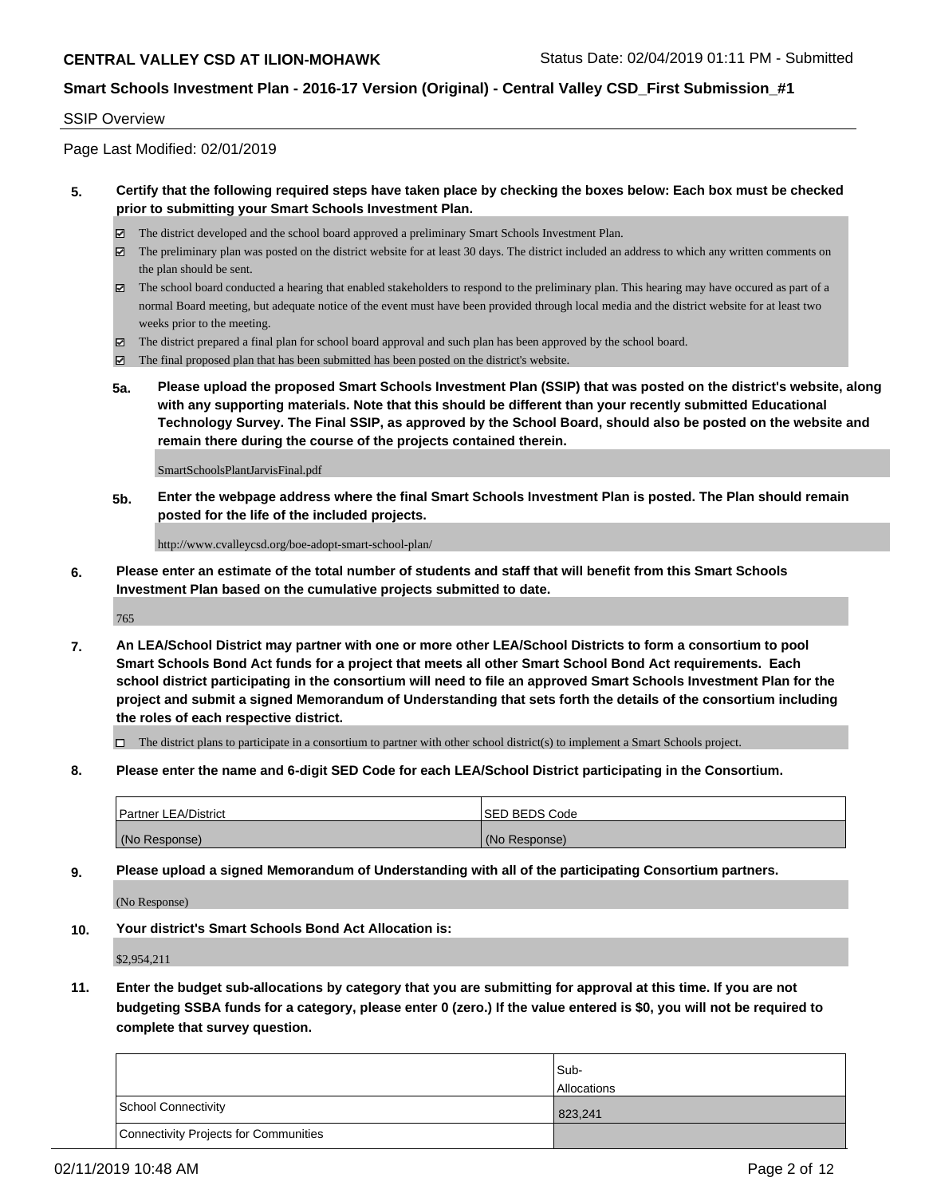## SSIP Overview

Page Last Modified: 02/01/2019

**5. Certify that the following required steps have taken place by checking the boxes below: Each box must be checked prior to submitting your Smart Schools Investment Plan.**

- ☑ The district developed and the school board approved a preliminary Smart Schools Investment Plan.
- ☑ The preliminary plan was posted on the district website for at least 30 days. The district included an address to which any written comments on the plan should be sent.
- ☑ The school board conducted a hearing that enabled stakeholders to respond to the preliminary plan. This hearing may have occured as part of a normal Board meeting, but adequate notice of the event must have been provided through local media and the district website for at least two weeks prior to the meeting.
- ☑ The district prepared a final plan for school board approval and such plan has been approved by the school board.
- ☑ The final proposed plan that has been submitted has been posted on the district's website.

**5a. Please upload the proposed Smart Schools Investment Plan (SSIP) that was posted on the district's website, along with any supporting materials. Note that this should be different than your recently submitted Educational Technology Survey. The Final SSIP, as approved by the School Board, should also be posted on the website and remain there during the course of the projects contained therein.**

SmartSchoolsPlantJarvisFinal.pdf

**5b. Enter the webpage address where the final Smart Schools Investment Plan is posted. The Plan should remain posted for the life of the included projects.**

http://www.cvalleycsd.org/boe-adopt-smart-school-plan/

**6. Please enter an estimate of the total number of students and staff that will benefit from this Smart Schools Investment Plan based on the cumulative projects submitted to date.**

765

**7. An LEA/School District may partner with one or more other LEA/School Districts to form a consortium to pool Smart Schools Bond Act funds for a project that meets all other Smart School Bond Act requirements. Each school district participating in the consortium will need to file an approved Smart Schools Investment Plan for the project and submit a signed Memorandum of Understanding that sets forth the details of the consortium including the roles of each respective district.**

- ☐ The district plans to participate in a consortium to partner with other school district(s) to implement a Smart Schools project.

**8. Please enter the name and 6-digit SED Code for each LEA/School District participating in the Consortium.**

| Partner LEA/District | SED BEDS Code |
|---|---|
| (No Response) | (No Response) |

**9. Please upload a signed Memorandum of Understanding with all of the participating Consortium partners.**

(No Response)

**10. Your district's Smart Schools Bond Act Allocation is:**

$2,954,211

**11. Enter the budget sub-allocations by category that you are submitting for approval at this time. If you are not budgeting SSBA funds for a category, please enter 0 (zero.) If the value entered is $0, you will not be required to complete that survey question.**

| | Sub-Allocations |
|---|---|
| School Connectivity | 823,241 |
| Connectivity Projects for Communities | |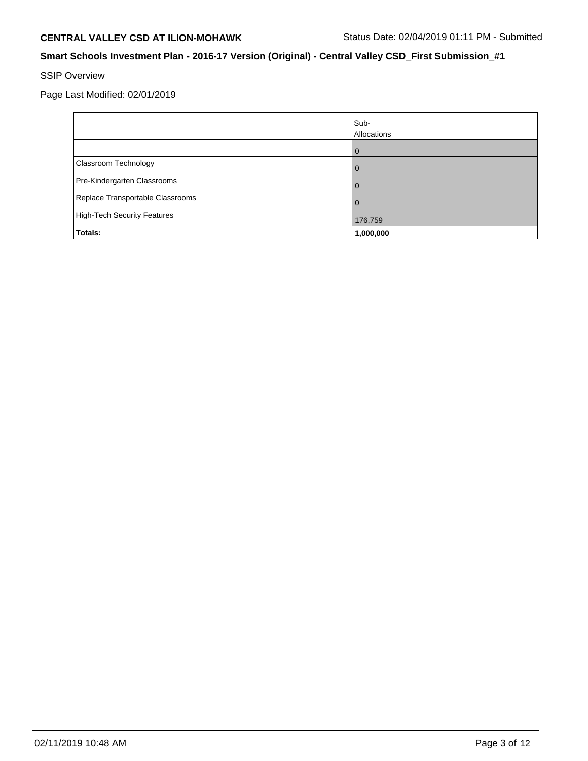**CENTRAL VALLEY CSD AT ILION-MOHAWK** Status Date: 02/04/2019 01:11 PM - Submitted

**Smart Schools Investment Plan - 2016-17 Version (Original) - Central Valley CSD_First Submission_#1**

SSIP Overview

Page Last Modified: 02/01/2019

| | Sub-Allocations |
|---|---|
| | 0 |
| Classroom Technology | 0 |
| Pre-Kindergarten Classrooms | 0 |
| Replace Transportable Classrooms | 0 |
| High-Tech Security Features | 176,759 |
| **Totals:** | **1,000,000** |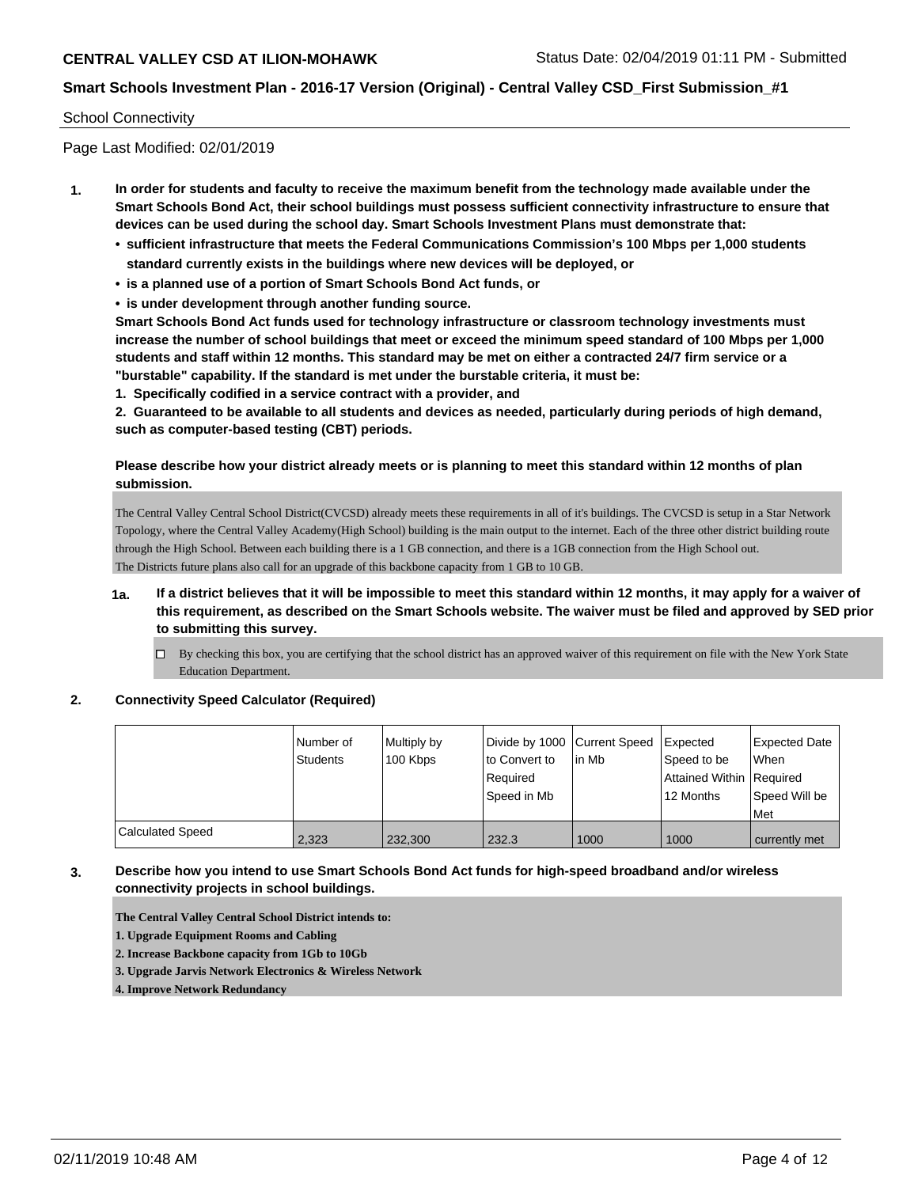School Connectivity

Page Last Modified: 02/01/2019

1. **In order for students and faculty to receive the maximum benefit from the technology made available under the Smart Schools Bond Act, their school buildings must possess sufficient connectivity infrastructure to ensure that devices can be used during the school day. Smart Schools Investment Plans must demonstrate that:**
   - **sufficient infrastructure that meets the Federal Communications Commission's 100 Mbps per 1,000 students standard currently exists in the buildings where new devices will be deployed, or**
   - **is a planned use of a portion of Smart Schools Bond Act funds, or**
   - **is under development through another funding source.**

   **Smart Schools Bond Act funds used for technology infrastructure or classroom technology investments must increase the number of school buildings that meet or exceed the minimum speed standard of 100 Mbps per 1,000 students and staff within 12 months. This standard may be met on either a contracted 24/7 firm service or a "burstable" capability. If the standard is met under the burstable criteria, it must be:**

   **1. Specifically codified in a service contract with a provider, and**

   **2. Guaranteed to be available to all students and devices as needed, particularly during periods of high demand, such as computer-based testing (CBT) periods.**

   **Please describe how your district already meets or is planning to meet this standard within 12 months of plan submission.**

   The Central Valley Central School District(CVCSD) already meets these requirements in all of it's buildings. The CVCSD is setup in a Star Network Topology, where the Central Valley Academy(High School) building is the main output to the internet. Each of the three other district building route through the High School. Between each building there is a 1 GB connection, and there is a 1GB connection from the High School out.
   The Districts future plans also call for an upgrade of this backbone capacity from 1 GB to 10 GB.

   **1a. If a district believes that it will be impossible to meet this standard within 12 months, it may apply for a waiver of this requirement, as described on the Smart Schools website. The waiver must be filed and approved by SED prior to submitting this survey.**

   ☐ By checking this box, you are certifying that the school district has an approved waiver of this requirement on file with the New York State Education Department.

2. **Connectivity Speed Calculator (Required)**

| | Number of Students | Multiply by 100 Kbps | Divide by 1000 to Convert to Required Speed in Mb | Current Speed in Mb | Expected Speed to be Attained Within 12 Months | Expected Date When Required Speed Will be Met |
|---|---|---|---|---|---|---|
| Calculated Speed | 2,323 | 232,300 | 232.3 | 1000 | 1000 | currently met |

3. **Describe how you intend to use Smart Schools Bond Act funds for high-speed broadband and/or wireless connectivity projects in school buildings.**

   **The Central Valley Central School District intends to:**

   **1. Upgrade Equipment Rooms and Cabling**

   **2. Increase Backbone capacity from 1Gb to 10Gb**

   **3. Upgrade Jarvis Network Electronics & Wireless Network**

   **4. Improve Network Redundancy**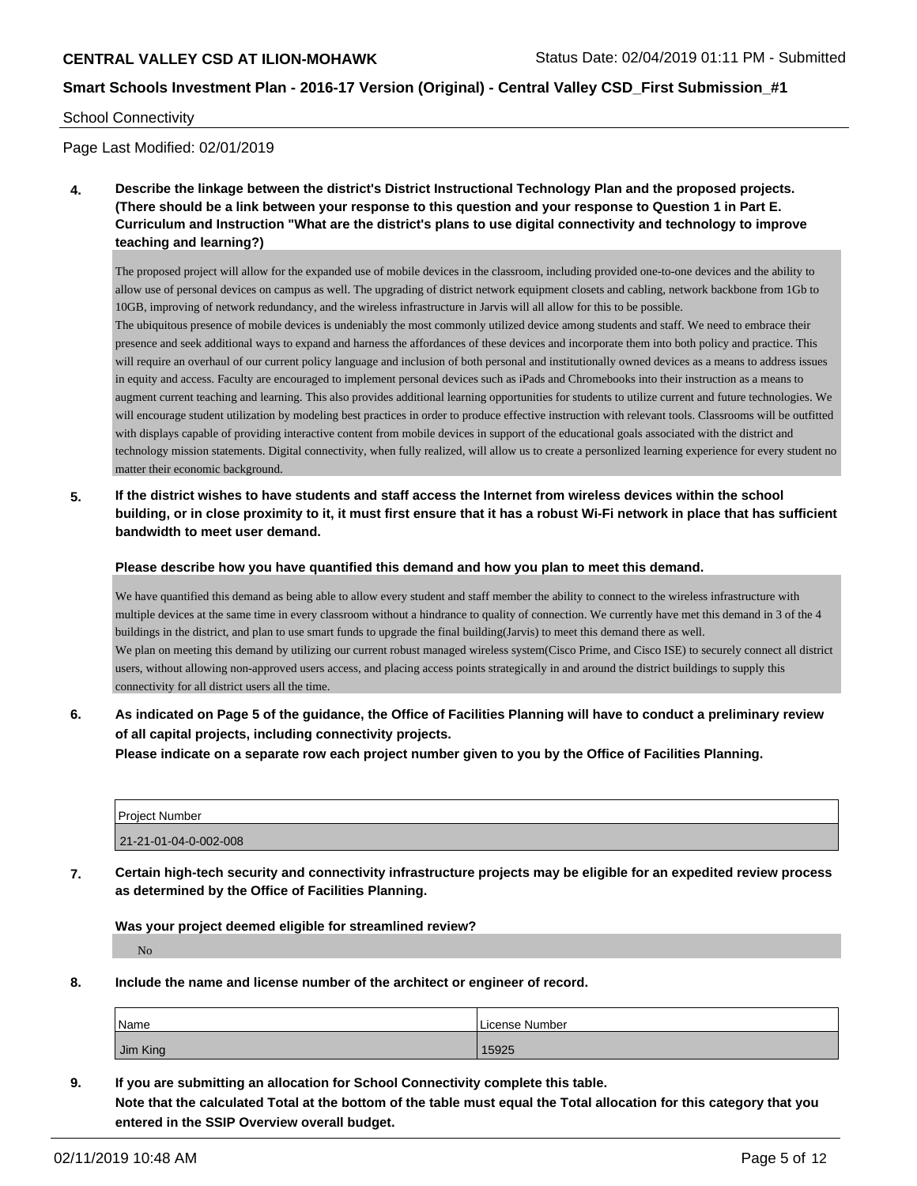School Connectivity

Page Last Modified: 02/01/2019

**4. Describe the linkage between the district's District Instructional Technology Plan and the proposed projects. (There should be a link between your response to this question and your response to Question 1 in Part E. Curriculum and Instruction "What are the district's plans to use digital connectivity and technology to improve teaching and learning?)**

The proposed project will allow for the expanded use of mobile devices in the classroom, including provided one-to-one devices and the ability to allow use of personal devices on campus as well. The upgrading of district network equipment closets and cabling, network backbone from 1Gb to 10GB, improving of network redundancy, and the wireless infrastructure in Jarvis will all allow for this to be possible.
The ubiquitous presence of mobile devices is undeniably the most commonly utilized device among students and staff. We need to embrace their presence and seek additional ways to expand and harness the affordances of these devices and incorporate them into both policy and practice. This will require an overhaul of our current policy language and inclusion of both personal and institutionally owned devices as a means to address issues in equity and access. Faculty are encouraged to implement personal devices such as iPads and Chromebooks into their instruction as a means to augment current teaching and learning. This also provides additional learning opportunities for students to utilize current and future technologies. We will encourage student utilization by modeling best practices in order to produce effective instruction with relevant tools. Classrooms will be outfitted with displays capable of providing interactive content from mobile devices in support of the educational goals associated with the district and technology mission statements. Digital connectivity, when fully realized, will allow us to create a personlized learning experience for every student no matter their economic background.

**5. If the district wishes to have students and staff access the Internet from wireless devices within the school building, or in close proximity to it, it must first ensure that it has a robust Wi-Fi network in place that has sufficient bandwidth to meet user demand.**

**Please describe how you have quantified this demand and how you plan to meet this demand.**

We have quantified this demand as being able to allow every student and staff member the ability to connect to the wireless infrastructure with multiple devices at the same time in every classroom without a hindrance to quality of connection. We currently have met this demand in 3 of the 4 buildings in the district, and plan to use smart funds to upgrade the final building(Jarvis) to meet this demand there as well.
We plan on meeting this demand by utilizing our current robust managed wireless system(Cisco Prime, and Cisco ISE) to securely connect all district users, without allowing non-approved users access, and placing access points strategically in and around the district buildings to supply this connectivity for all district users all the time.

**6. As indicated on Page 5 of the guidance, the Office of Facilities Planning will have to conduct a preliminary review of all capital projects, including connectivity projects.**
**Please indicate on a separate row each project number given to you by the Office of Facilities Planning.**

| Project Number |
|---|
| 21-21-01-04-0-002-008 |

**7. Certain high-tech security and connectivity infrastructure projects may be eligible for an expedited review process as determined by the Office of Facilities Planning.**

**Was your project deemed eligible for streamlined review?**

No

**8. Include the name and license number of the architect or engineer of record.**

| Name | License Number |
|---|---|
| Jim King | 15925 |

**9. If you are submitting an allocation for School Connectivity complete this table.**
**Note that the calculated Total at the bottom of the table must equal the Total allocation for this category that you entered in the SSIP Overview overall budget.**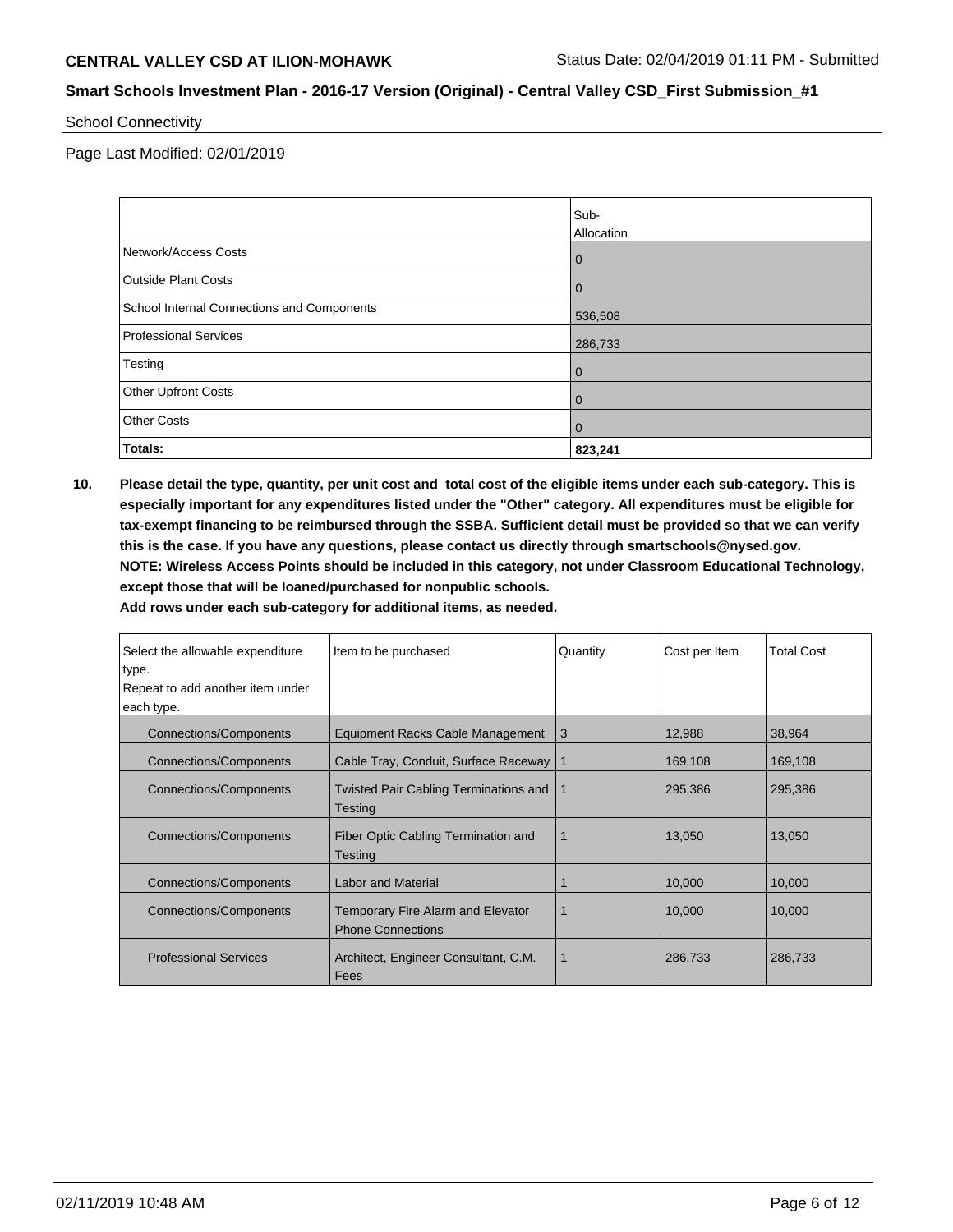School Connectivity

Page Last Modified: 02/01/2019

| | Sub-Allocation |
|---|---|
| Network/Access Costs | 0 |
| Outside Plant Costs | 0 |
| School Internal Connections and Components | 536,508 |
| Professional Services | 286,733 |
| Testing | 0 |
| Other Upfront Costs | 0 |
| Other Costs | 0 |
| **Totals:** | **823,241** |

**10. Please detail the type, quantity, per unit cost and total cost of the eligible items under each sub-category. This is especially important for any expenditures listed under the "Other" category. All expenditures must be eligible for tax-exempt financing to be reimbursed through the SSBA. Sufficient detail must be provided so that we can verify this is the case. If you have any questions, please contact us directly through smartschools@nysed.gov.**
**NOTE: Wireless Access Points should be included in this category, not under Classroom Educational Technology, except those that will be loaned/purchased for nonpublic schools.**
**Add rows under each sub-category for additional items, as needed.**

| Select the allowable expenditure type. Repeat to add another item under each type. | Item to be purchased | Quantity | Cost per Item | Total Cost |
|---|---|---|---|---|
| Connections/Components | Equipment Racks Cable Management | 3 | 12,988 | 38,964 |
| Connections/Components | Cable Tray, Conduit, Surface Raceway | 1 | 169,108 | 169,108 |
| Connections/Components | Twisted Pair Cabling Terminations and Testing | 1 | 295,386 | 295,386 |
| Connections/Components | Fiber Optic Cabling Termination and Testing | 1 | 13,050 | 13,050 |
| Connections/Components | Labor and Material | 1 | 10,000 | 10,000 |
| Connections/Components | Temporary Fire Alarm and Elevator Phone Connections | 1 | 10,000 | 10,000 |
| Professional Services | Architect, Engineer Consultant, C.M. Fees | 1 | 286,733 | 286,733 |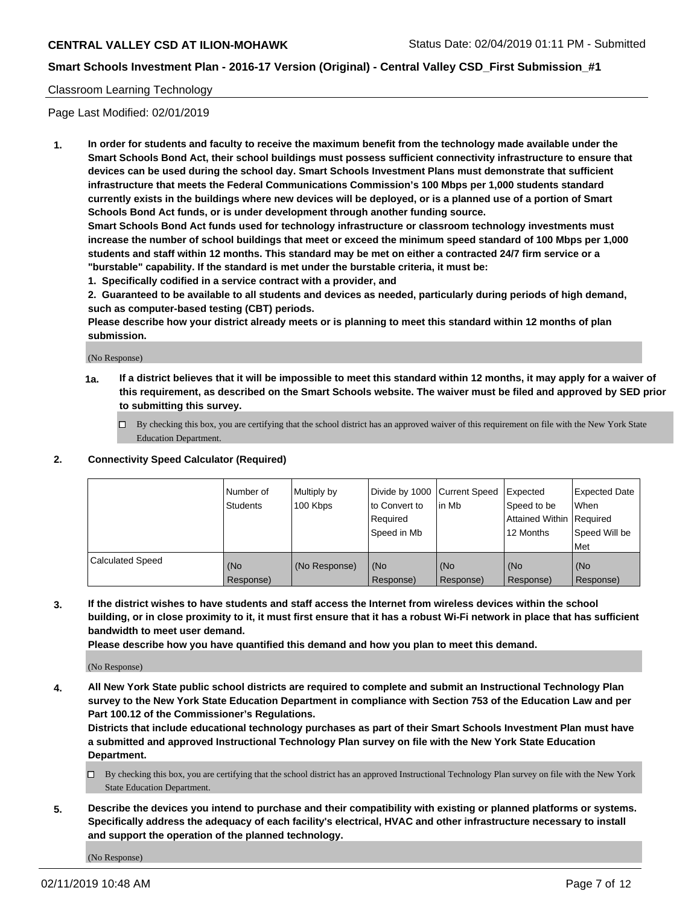Classroom Learning Technology

Page Last Modified: 02/01/2019

**1. In order for students and faculty to receive the maximum benefit from the technology made available under the Smart Schools Bond Act, their school buildings must possess sufficient connectivity infrastructure to ensure that devices can be used during the school day. Smart Schools Investment Plans must demonstrate that sufficient infrastructure that meets the Federal Communications Commission's 100 Mbps per 1,000 students standard currently exists in the buildings where new devices will be deployed, or is a planned use of a portion of Smart Schools Bond Act funds, or is under development through another funding source.**

**Smart Schools Bond Act funds used for technology infrastructure or classroom technology investments must increase the number of school buildings that meet or exceed the minimum speed standard of 100 Mbps per 1,000 students and staff within 12 months. This standard may be met on either a contracted 24/7 firm service or a "burstable" capability. If the standard is met under the burstable criteria, it must be:**

**1. Specifically codified in a service contract with a provider, and**

**2. Guaranteed to be available to all students and devices as needed, particularly during periods of high demand, such as computer-based testing (CBT) periods.**

**Please describe how your district already meets or is planning to meet this standard within 12 months of plan submission.**

(No Response)

**1a. If a district believes that it will be impossible to meet this standard within 12 months, it may apply for a waiver of this requirement, as described on the Smart Schools website. The waiver must be filed and approved by SED prior to submitting this survey.**

☐ By checking this box, you are certifying that the school district has an approved waiver of this requirement on file with the New York State Education Department.

**2. Connectivity Speed Calculator (Required)**

| | Number of Students | Multiply by 100 Kbps | Divide by 1000 to Convert to Required Speed in Mb | Current Speed in Mb | Expected Speed to be Attained Within 12 Months | Expected Date When Required Speed Will be Met |
|---|---|---|---|---|---|---|
| Calculated Speed | (No Response) | (No Response) | (No Response) | (No Response) | (No Response) | (No Response) |

**3. If the district wishes to have students and staff access the Internet from wireless devices within the school building, or in close proximity to it, it must first ensure that it has a robust Wi-Fi network in place that has sufficient bandwidth to meet user demand.**

**Please describe how you have quantified this demand and how you plan to meet this demand.**

(No Response)

**4. All New York State public school districts are required to complete and submit an Instructional Technology Plan survey to the New York State Education Department in compliance with Section 753 of the Education Law and per Part 100.12 of the Commissioner's Regulations.**

**Districts that include educational technology purchases as part of their Smart Schools Investment Plan must have a submitted and approved Instructional Technology Plan survey on file with the New York State Education Department.**

☐ By checking this box, you are certifying that the school district has an approved Instructional Technology Plan survey on file with the New York State Education Department.

**5. Describe the devices you intend to purchase and their compatibility with existing or planned platforms or systems. Specifically address the adequacy of each facility's electrical, HVAC and other infrastructure necessary to install and support the operation of the planned technology.**

(No Response)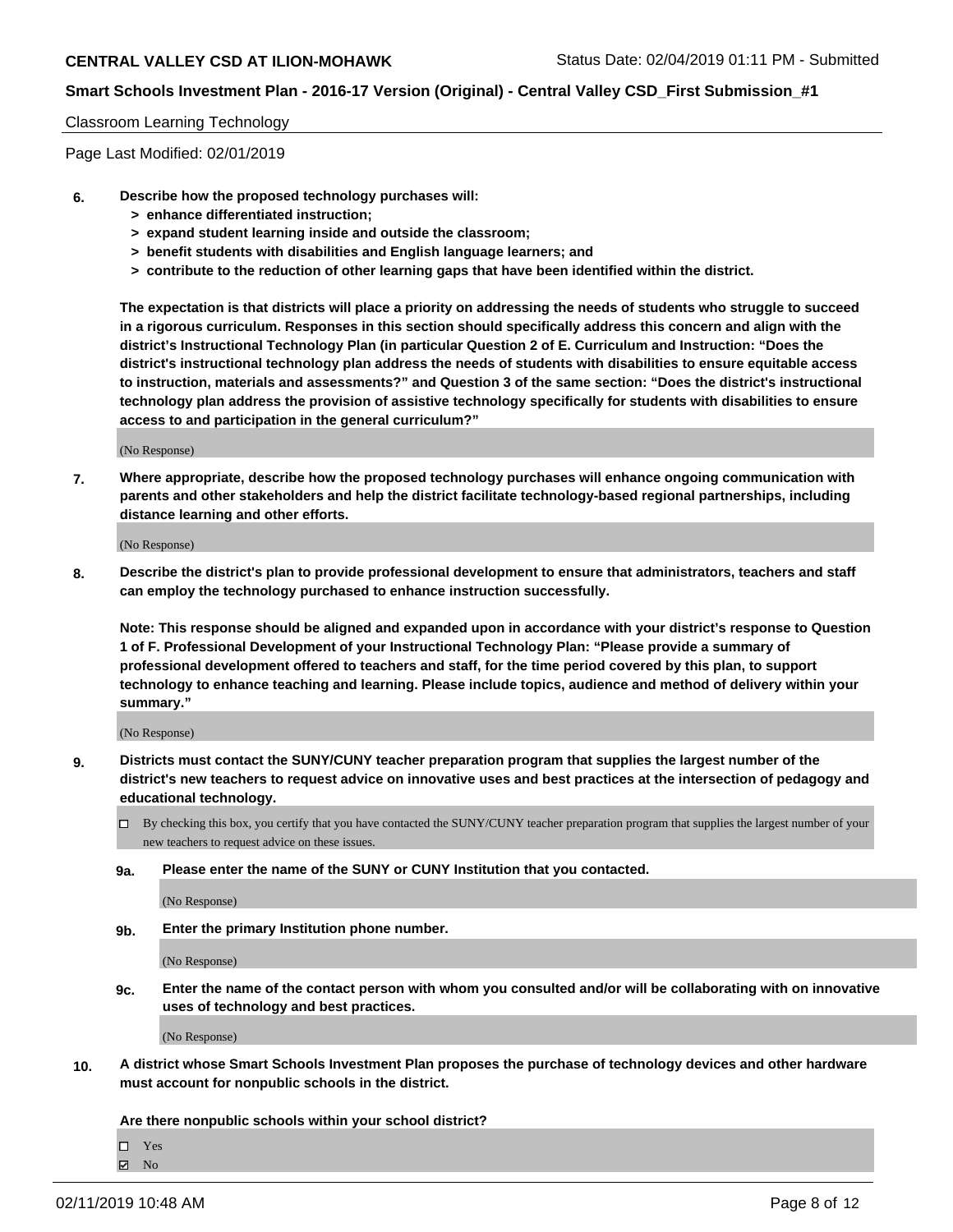Classroom Learning Technology

Page Last Modified: 02/01/2019

**6. Describe how the proposed technology purchases will:**
**> enhance differentiated instruction;**
**> expand student learning inside and outside the classroom;**
**> benefit students with disabilities and English language learners; and**
**> contribute to the reduction of other learning gaps that have been identified within the district.**

**The expectation is that districts will place a priority on addressing the needs of students who struggle to succeed in a rigorous curriculum. Responses in this section should specifically address this concern and align with the district's Instructional Technology Plan (in particular Question 2 of E. Curriculum and Instruction: "Does the district's instructional technology plan address the needs of students with disabilities to ensure equitable access to instruction, materials and assessments?" and Question 3 of the same section: "Does the district's instructional technology plan address the provision of assistive technology specifically for students with disabilities to ensure access to and participation in the general curriculum?"**

(No Response)

**7. Where appropriate, describe how the proposed technology purchases will enhance ongoing communication with parents and other stakeholders and help the district facilitate technology-based regional partnerships, including distance learning and other efforts.**

(No Response)

**8. Describe the district's plan to provide professional development to ensure that administrators, teachers and staff can employ the technology purchased to enhance instruction successfully.**

**Note: This response should be aligned and expanded upon in accordance with your district's response to Question 1 of F. Professional Development of your Instructional Technology Plan: "Please provide a summary of professional development offered to teachers and staff, for the time period covered by this plan, to support technology to enhance teaching and learning. Please include topics, audience and method of delivery within your summary."**

(No Response)

**9. Districts must contact the SUNY/CUNY teacher preparation program that supplies the largest number of the district's new teachers to request advice on innovative uses and best practices at the intersection of pedagogy and educational technology.**

☐ By checking this box, you certify that you have contacted the SUNY/CUNY teacher preparation program that supplies the largest number of your new teachers to request advice on these issues.

**9a. Please enter the name of the SUNY or CUNY Institution that you contacted.**

(No Response)

**9b. Enter the primary Institution phone number.**

(No Response)

**9c. Enter the name of the contact person with whom you consulted and/or will be collaborating with on innovative uses of technology and best practices.**

(No Response)

**10. A district whose Smart Schools Investment Plan proposes the purchase of technology devices and other hardware must account for nonpublic schools in the district.**

**Are there nonpublic schools within your school district?**

☐ Yes
☑ No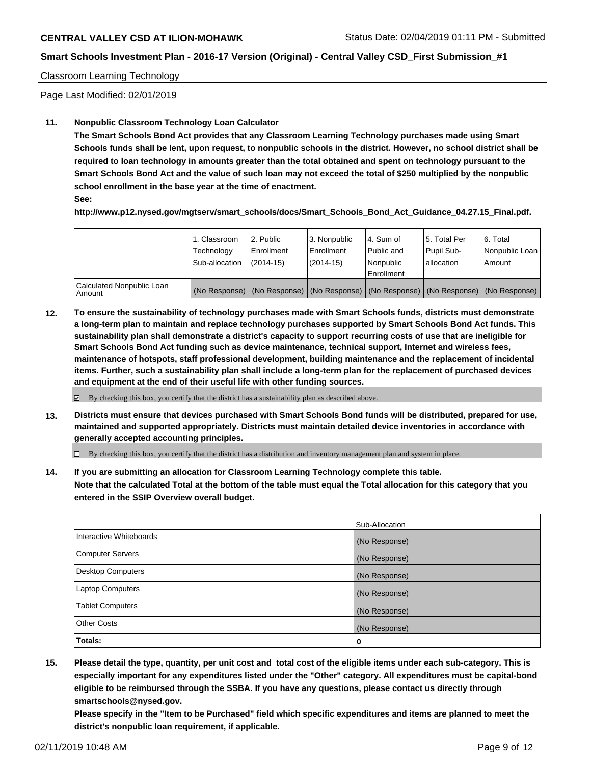Classroom Learning Technology

Page Last Modified: 02/01/2019

**11. Nonpublic Classroom Technology Loan Calculator**

**The Smart Schools Bond Act provides that any Classroom Learning Technology purchases made using Smart Schools funds shall be lent, upon request, to nonpublic schools in the district. However, no school district shall be required to loan technology in amounts greater than the total obtained and spent on technology pursuant to the Smart Schools Bond Act and the value of such loan may not exceed the total of $250 multiplied by the nonpublic school enrollment in the base year at the time of enactment.**

**See:**

**http://www.p12.nysed.gov/mgtserv/smart_schools/docs/Smart_Schools_Bond_Act_Guidance_04.27.15_Final.pdf.**

| | 1. Classroom Technology Sub-allocation | 2. Public Enrollment (2014-15) | 3. Nonpublic Enrollment (2014-15) | 4. Sum of Public and Nonpublic Enrollment | 5. Total Per Pupil Sub-allocation | 6. Total Nonpublic Loan Amount |
|---|---|---|---|---|---|---|
| Calculated Nonpublic Loan Amount | (No Response) | (No Response) | (No Response) | (No Response) | (No Response) | (No Response) |

**12. To ensure the sustainability of technology purchases made with Smart Schools funds, districts must demonstrate a long-term plan to maintain and replace technology purchases supported by Smart Schools Bond Act funds. This sustainability plan shall demonstrate a district's capacity to support recurring costs of use that are ineligible for Smart Schools Bond Act funding such as device maintenance, technical support, Internet and wireless fees, maintenance of hotspots, staff professional development, building maintenance and the replacement of incidental items. Further, such a sustainability plan shall include a long-term plan for the replacement of purchased devices and equipment at the end of their useful life with other funding sources.**

☑ By checking this box, you certify that the district has a sustainability plan as described above.

**13. Districts must ensure that devices purchased with Smart Schools Bond funds will be distributed, prepared for use, maintained and supported appropriately. Districts must maintain detailed device inventories in accordance with generally accepted accounting principles.**

☐ By checking this box, you certify that the district has a distribution and inventory management plan and system in place.

**14. If you are submitting an allocation for Classroom Learning Technology complete this table. Note that the calculated Total at the bottom of the table must equal the Total allocation for this category that you entered in the SSIP Overview overall budget.**

| | Sub-Allocation |
|---|---|
| Interactive Whiteboards | (No Response) |
| Computer Servers | (No Response) |
| Desktop Computers | (No Response) |
| Laptop Computers | (No Response) |
| Tablet Computers | (No Response) |
| Other Costs | (No Response) |
| **Totals:** | **0** |

**15. Please detail the type, quantity, per unit cost and total cost of the eligible items under each sub-category. This is especially important for any expenditures listed under the "Other" category. All expenditures must be capital-bond eligible to be reimbursed through the SSBA. If you have any questions, please contact us directly through smartschools@nysed.gov.**

**Please specify in the "Item to be Purchased" field which specific expenditures and items are planned to meet the district's nonpublic loan requirement, if applicable.**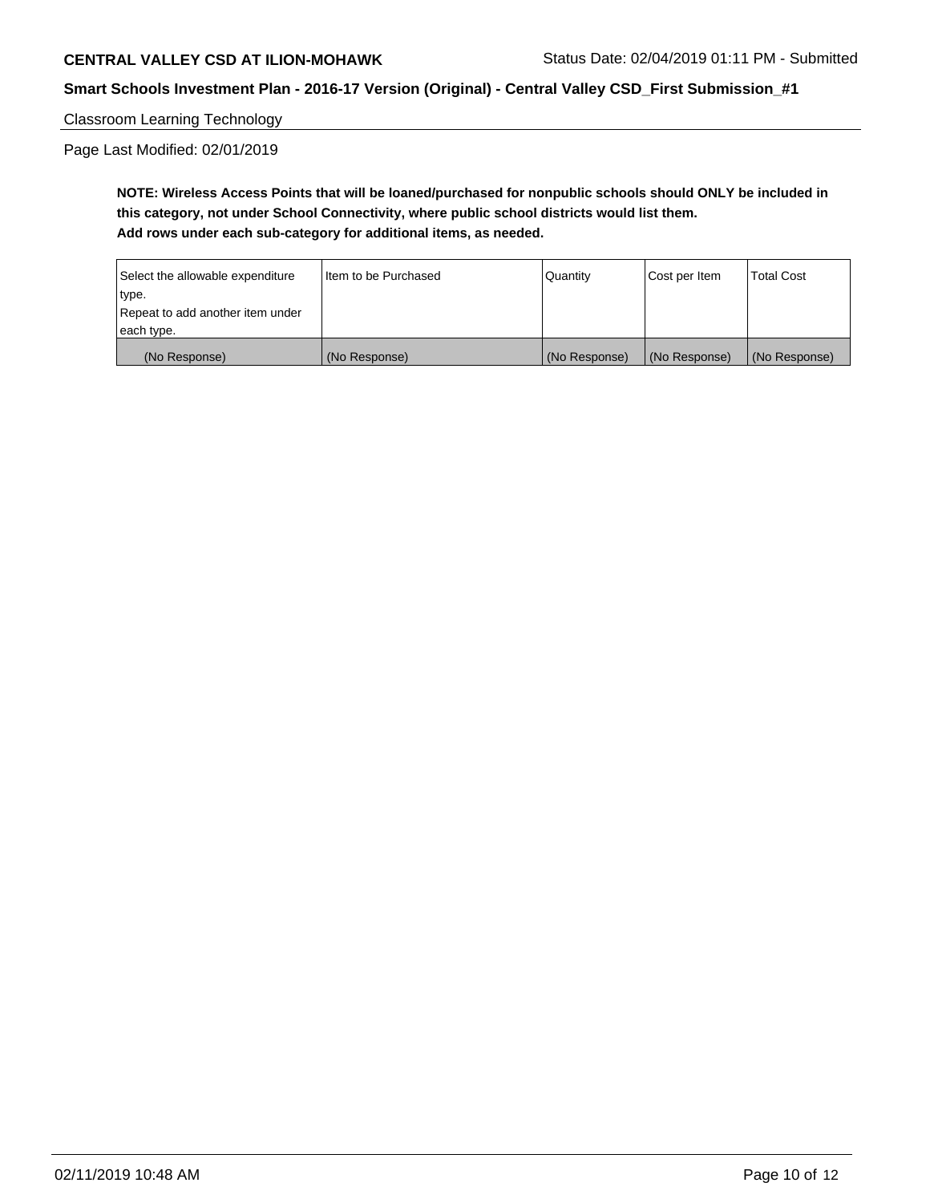Classroom Learning Technology

Page Last Modified: 02/01/2019

**NOTE: Wireless Access Points that will be loaned/purchased for nonpublic schools should ONLY be included in this category, not under School Connectivity, where public school districts would list them.**
**Add rows under each sub-category for additional items, as needed.**

| Select the allowable expenditure type. Repeat to add another item under each type. | Item to be Purchased | Quantity | Cost per Item | Total Cost |
|---|---|---|---|---|
| (No Response) | (No Response) | (No Response) | (No Response) | (No Response) |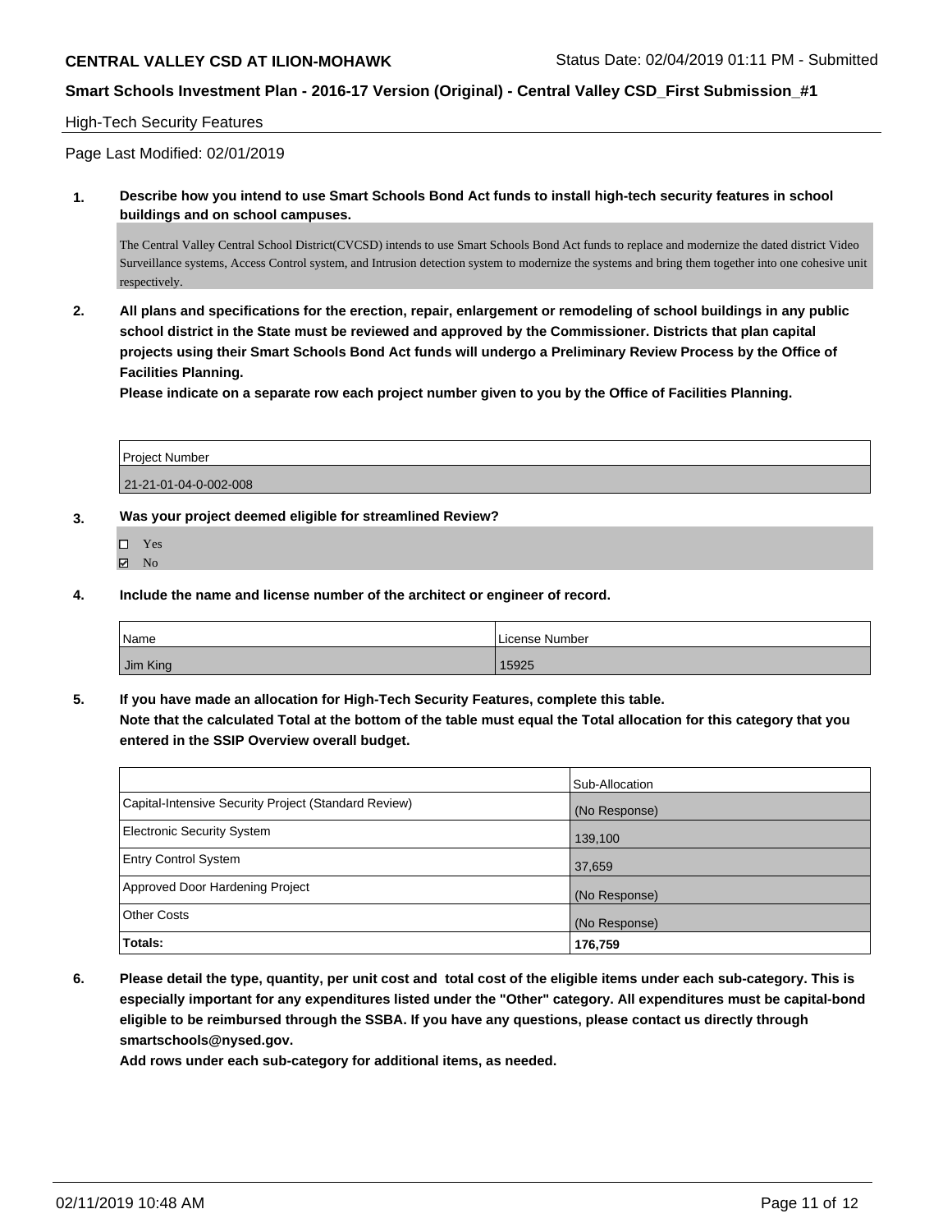**CENTRAL VALLEY CSD AT ILION-MOHAWK** Status Date: 02/04/2019 01:11 PM - Submitted

**Smart Schools Investment Plan - 2016-17 Version (Original) - Central Valley CSD_First Submission_#1**

High-Tech Security Features

Page Last Modified: 02/01/2019

**1. Describe how you intend to use Smart Schools Bond Act funds to install high-tech security features in school buildings and on school campuses.**

The Central Valley Central School District(CVCSD) intends to use Smart Schools Bond Act funds to replace and modernize the dated district Video Surveillance systems, Access Control system, and Intrusion detection system to modernize the systems and bring them together into one cohesive unit respectively.

**2. All plans and specifications for the erection, repair, enlargement or remodeling of school buildings in any public school district in the State must be reviewed and approved by the Commissioner. Districts that plan capital projects using their Smart Schools Bond Act funds will undergo a Preliminary Review Process by the Office of Facilities Planning.**

**Please indicate on a separate row each project number given to you by the Office of Facilities Planning.**

| Project Number |
| --- |
| 21-21-01-04-0-002-008 |

**3. Was your project deemed eligible for streamlined Review?**

- ☐ Yes
- ☑ No

**4. Include the name and license number of the architect or engineer of record.**

| Name | License Number |
| --- | --- |
| Jim King | 15925 |

**5. If you have made an allocation for High-Tech Security Features, complete this table.**
**Note that the calculated Total at the bottom of the table must equal the Total allocation for this category that you entered in the SSIP Overview overall budget.**

| | Sub-Allocation |
| --- | --- |
| Capital-Intensive Security Project (Standard Review) | (No Response) |
| Electronic Security System | 139,100 |
| Entry Control System | 37,659 |
| Approved Door Hardening Project | (No Response) |
| Other Costs | (No Response) |
| **Totals:** | **176,759** |

**6. Please detail the type, quantity, per unit cost and total cost of the eligible items under each sub-category. This is especially important for any expenditures listed under the "Other" category. All expenditures must be capital-bond eligible to be reimbursed through the SSBA. If you have any questions, please contact us directly through smartschools@nysed.gov.**

**Add rows under each sub-category for additional items, as needed.**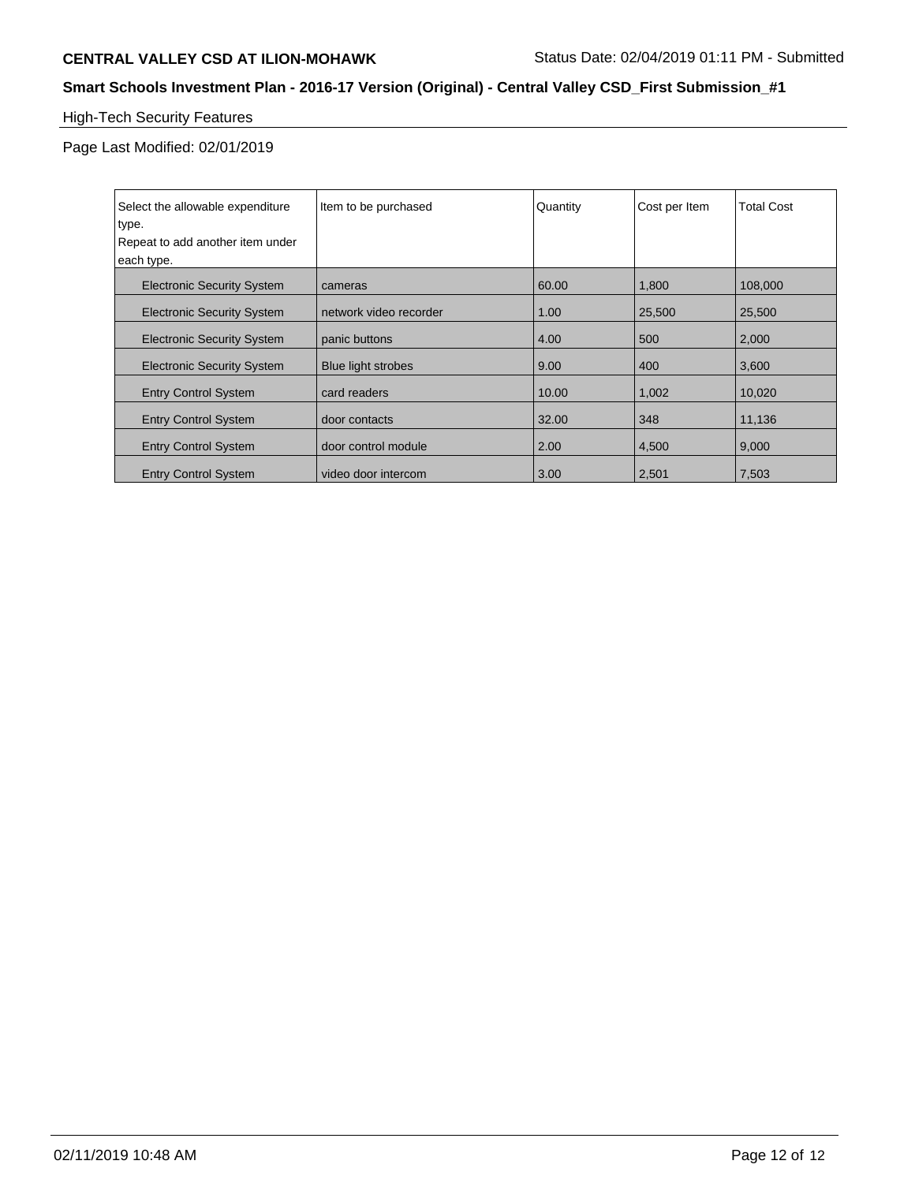## High-Tech Security Features

Page Last Modified: 02/01/2019

| Select the allowable expenditure type. Repeat to add another item under each type. | Item to be purchased | Quantity | Cost per Item | Total Cost |
|---|---|---|---|---|
| Electronic Security System | cameras | 60.00 | 1,800 | 108,000 |
| Electronic Security System | network video recorder | 1.00 | 25,500 | 25,500 |
| Electronic Security System | panic buttons | 4.00 | 500 | 2,000 |
| Electronic Security System | Blue light strobes | 9.00 | 400 | 3,600 |
| Entry Control System | card readers | 10.00 | 1,002 | 10,020 |
| Entry Control System | door contacts | 32.00 | 348 | 11,136 |
| Entry Control System | door control module | 2.00 | 4,500 | 9,000 |
| Entry Control System | video door intercom | 3.00 | 2,501 | 7,503 |